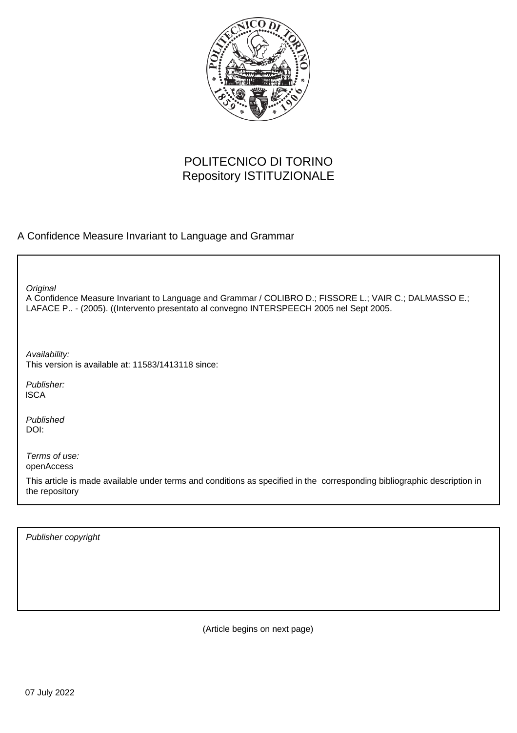POLITECNICO DI TORINO
Repository ISTITUZIONALE

A Confidence Measure Invariant to Language and Grammar

*Original*
A Confidence Measure Invariant to Language and Grammar / COLIBRO D.; FISSORE L.; VAIR C.; DALMASSO E.; LAFACE P.. - (2005). ((Intervento presentato al convegno INTERSPEECH 2005 nel Sept 2005.

*Availability:*
This version is available at: 11583/1413118 since:

*Publisher:*
ISCA

*Published*
DOI:

*Terms of use:*
openAccess

This article is made available under terms and conditions as specified in the corresponding bibliographic description in the repository

*Publisher copyright*

(Article begins on next page)

07 July 2022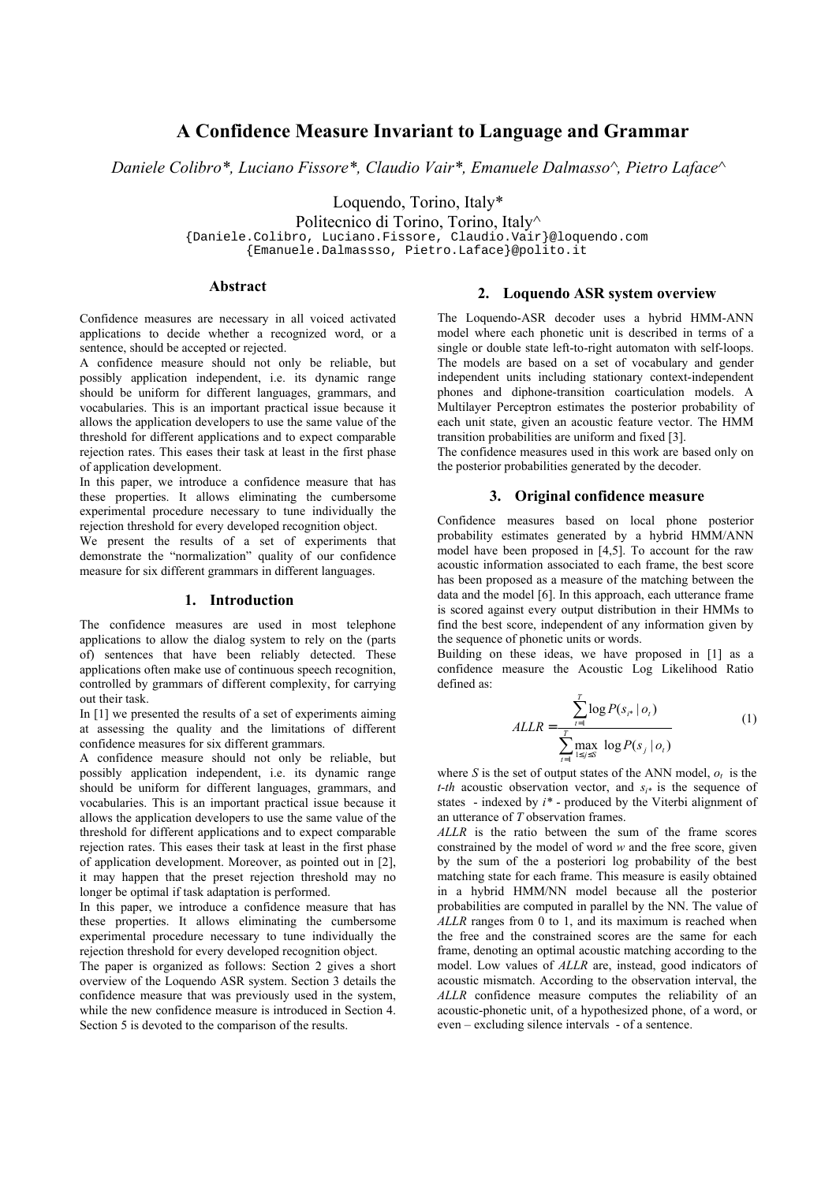# A Confidence Measure Invariant to Language and Grammar

*Daniele Colibro\*, Luciano Fissore\*, Claudio Vair\*, Emanuele Dalmasso^, Pietro Laface^*

Loquendo, Torino, Italy*
Politecnico di Torino, Torino, Italy^
{Daniele.Colibro, Luciano.Fissore, Claudio.Vair}@loquendo.com
{Emanuele.Dalmassso, Pietro.Laface}@polito.it

## Abstract

Confidence measures are necessary in all voiced activated applications to decide whether a recognized word, or a sentence, should be accepted or rejected.
A confidence measure should not only be reliable, but possibly application independent, i.e. its dynamic range should be uniform for different languages, grammars, and vocabularies. This is an important practical issue because it allows the application developers to use the same value of the threshold for different applications and to expect comparable rejection rates. This eases their task at least in the first phase of application development.
In this paper, we introduce a confidence measure that has these properties. It allows eliminating the cumbersome experimental procedure necessary to tune individually the rejection threshold for every developed recognition object.
We present the results of a set of experiments that demonstrate the "normalization" quality of our confidence measure for six different grammars in different languages.

## 1. Introduction

The confidence measures are used in most telephone applications to allow the dialog system to rely on the (parts of) sentences that have been reliably detected. These applications often make use of continuous speech recognition, controlled by grammars of different complexity, for carrying out their task.
In [1] we presented the results of a set of experiments aiming at assessing the quality and the limitations of different confidence measures for six different grammars.
A confidence measure should not only be reliable, but possibly application independent, i.e. its dynamic range should be uniform for different languages, grammars, and vocabularies. This is an important practical issue because it allows the application developers to use the same value of the threshold for different applications and to expect comparable rejection rates. This eases their task at least in the first phase of application development. Moreover, as pointed out in [2], it may happen that the preset rejection threshold may no longer be optimal if task adaptation is performed.
In this paper, we introduce a confidence measure that has these properties. It allows eliminating the cumbersome experimental procedure necessary to tune individually the rejection threshold for every developed recognition object.
The paper is organized as follows: Section 2 gives a short overview of the Loquendo ASR system. Section 3 details the confidence measure that was previously used in the system, while the new confidence measure is introduced in Section 4. Section 5 is devoted to the comparison of the results.

## 2. Loquendo ASR system overview

The Loquendo-ASR decoder uses a hybrid HMM-ANN model where each phonetic unit is described in terms of a single or double state left-to-right automaton with self-loops. The models are based on a set of vocabulary and gender independent units including stationary context-independent phones and diphone-transition coarticulation models. A Multilayer Perceptron estimates the posterior probability of each unit state, given an acoustic feature vector. The HMM transition probabilities are uniform and fixed [3].
The confidence measures used in this work are based only on the posterior probabilities generated by the decoder.

## 3. Original confidence measure

Confidence measures based on local phone posterior probability estimates generated by a hybrid HMM/ANN model have been proposed in [4,5]. To account for the raw acoustic information associated to each frame, the best score has been proposed as a measure of the matching between the data and the model [6]. In this approach, each utterance frame is scored against every output distribution in their HMMs to find the best score, independent of any information given by the sequence of phonetic units or words.
Building on these ideas, we have proposed in [1] as a confidence measure the Acoustic Log Likelihood Ratio defined as:

$$ALLR = \frac{\sum_{t=1}^{T} \log P(s_{i^*} \mid o_t)}{\sum_{t=1}^{T} \max_{1 \le j \le S} \log P(s_j \mid o_t)} \quad (1)$$

where $S$ is the set of output states of the ANN model, $o_t$ is the *t-th* acoustic observation vector, and $s_{i^*}$ is the sequence of states - indexed by $i^*$ - produced by the Viterbi alignment of an utterance of $T$ observation frames.
*ALLR* is the ratio between the sum of the frame scores constrained by the model of word $w$ and the free score, given by the sum of the a posteriori log probability of the best matching state for each frame. This measure is easily obtained in a hybrid HMM/NN model because all the posterior probabilities are computed in parallel by the NN. The value of *ALLR* ranges from 0 to 1, and its maximum is reached when the free and the constrained scores are the same for each frame, denoting an optimal acoustic matching according to the model. Low values of *ALLR* are, instead, good indicators of acoustic mismatch. According to the observation interval, the *ALLR* confidence measure computes the reliability of an acoustic-phonetic unit, of a hypothesized phone, of a word, or even – excluding silence intervals - of a sentence.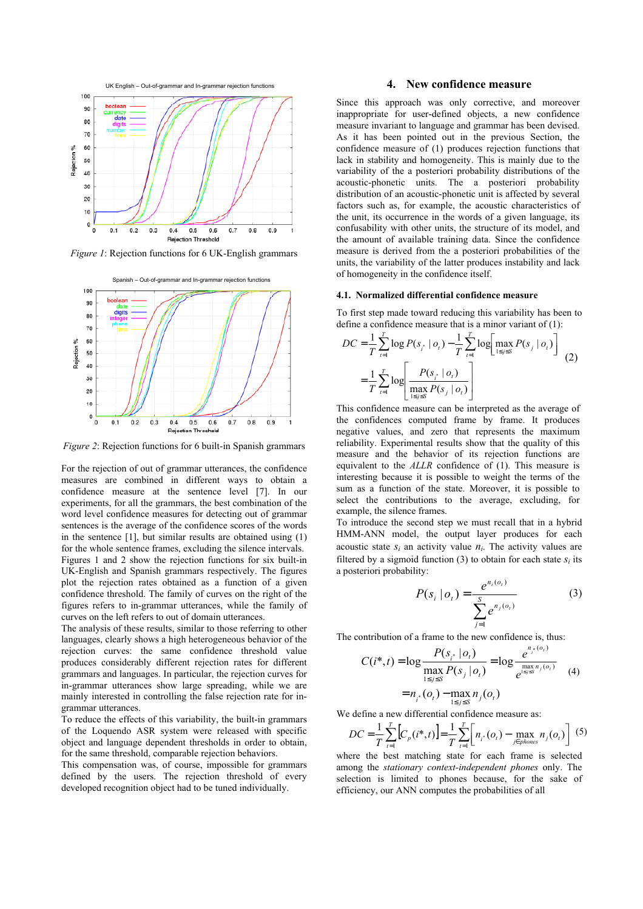Figure 1: Rejection functions for 6 UK-English grammars

Figure 2: Rejection functions for 6 built-in Spanish grammars

For the rejection of out of grammar utterances, the confidence measures are combined in different ways to obtain a confidence measure at the sentence level [7]. In our experiments, for all the grammars, the best combination of the word level confidence measures for detecting out of grammar sentences is the average of the confidence scores of the words in the sentence [1], but similar results are obtained using (1) for the whole sentence frames, excluding the silence intervals.

Figures 1 and 2 show the rejection functions for six built-in UK-English and Spanish grammars respectively. The figures plot the rejection rates obtained as a function of a given confidence threshold. The family of curves on the right of the figures refers to in-grammar utterances, while the family of curves on the left refers to out of domain utterances.

The analysis of these results, similar to those referring to other languages, clearly shows a high heterogeneous behavior of the rejection curves: the same confidence threshold value produces considerably different rejection rates for different grammars and languages. In particular, the rejection curves for in-grammar utterances show large spreading, while we are mainly interested in controlling the false rejection rate for in-grammar utterances.

To reduce the effects of this variability, the built-in grammars of the Loquendo ASR system were released with specific object and language dependent thresholds in order to obtain, for the same threshold, comparable rejection levels.

This compensation was, of course, impossible for grammars defined by the users. The rejection threshold of every developed recognition object had to be tuned individually.

## 4. New confidence measure

Since this approach was only corrective, and moreover inappropriate for user-defined objects, a new confidence measure invariant to language and grammar has been devised. As it has been pointed out in the previous Section, the confidence measure of (1) produces rejection functions that lack in stability and homogeneity. This is mainly due to the variability of the a posteriori probability distributions of the acoustic-phonetic units. The a posteriori probability distribution of an acoustic-phonetic unit is affected by several factors such as, for example, the acoustic characteristics of the unit, its occurrence in the words of a given language, its confusability with other units, the structure of its model, and the amount of available training data. Since the confidence measure is derived from the a posteriori probabilities of the units, the variability of the latter produces instability and lack of homogeneity in the confidence itself.

### 4.1. Normalized differential confidence measure

To first step made toward reducing this variability has been to define a confidence measure that is a minor variant of (1):

$$DC = \frac{1}{T}\sum_{t=1}^{T} \log P(s_{i^*} \mid o_t) - \frac{1}{T}\sum_{t=1}^{T} \log\left[\max_{1 \le j \le S} P(s_j \mid o_t)\right] = \frac{1}{T}\sum_{t=1}^{T} \log\left[\frac{P(s_{i^*} \mid o_t)}{\max_{1 \le j \le S} P(s_j \mid o_t)}\right] \quad (2)$$

This confidence measure can be interpreted as the average of the confidences computed frame by frame. It produces negative values, and zero that represents the maximum reliability. Experimental results show that the quality of this measure and the behavior of its rejection functions are equivalent to the *ALLR* confidence of (1). This measure is interesting because it is possible to weight the terms of the sum as a function of the state. Moreover, it is possible to select the contributions to the average, excluding, for example, the silence frames.

To introduce the second step we must recall that in a hybrid HMM-ANN model, the output layer produces for each acoustic state $s_i$ an activity value $n_i$. The activity values are filtered by a sigmoid function (3) to obtain for each state $s_i$ its a posteriori probability:

$$P(s_i \mid o_t) = \frac{e^{n_i(o_t)}}{\sum_{j=1}^{S} e^{n_j(o_t)}} \quad (3)$$

The contribution of a frame to the new confidence is, thus:

$$C(i^*, t) = \log \frac{P(s_{i^*} \mid o_t)}{\max_{1 \le j \le S} P(s_j \mid o_t)} = \log \frac{e^{n_{i^*}(o_t)}}{e^{\max_{1 \le j \le S} n_j(o_t)}} = n_{i^*}(o_t) - \max_{1 \le j \le S} n_j(o_t) \quad (4)$$

We define a new differential confidence measure as:

$$DC = \frac{1}{T}\sum_{t=1}^{T}\left[C_p(i^*, t)\right] = \frac{1}{T}\sum_{t=1}^{T}\left[n_{i^*}(o_t) - \max_{j \in phones} n_j(o_t)\right] \quad (5)$$

where the best matching state for each frame is selected among the *stationary context-independent phones* only. The selection is limited to phones because, for the sake of efficiency, our ANN computes the probabilities of all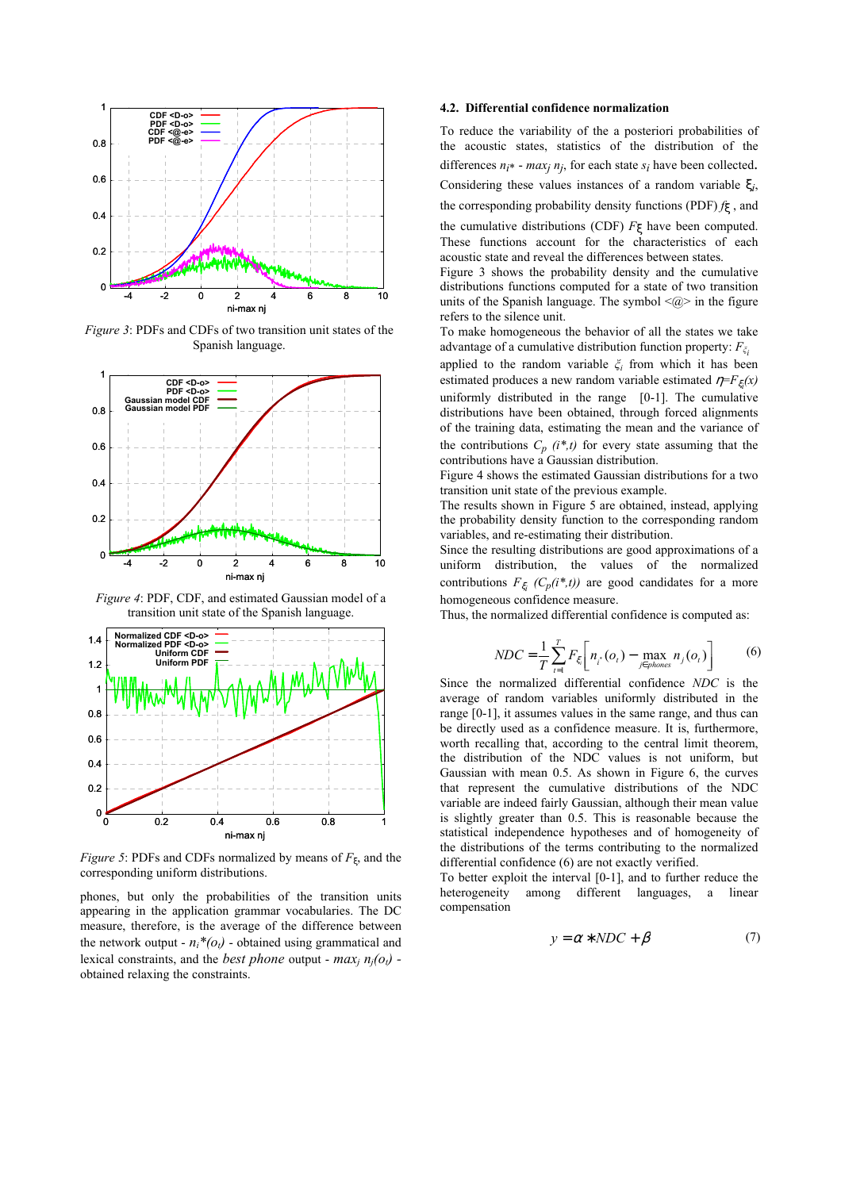*Figure 3*: PDFs and CDFs of two transition unit states of the Spanish language.

*Figure 4*: PDF, CDF, and estimated Gaussian model of a transition unit state of the Spanish language.

*Figure 5*: PDFs and CDFs normalized by means of $F_\xi$, and the corresponding uniform distributions.

phones, but only the probabilities of the transition units appearing in the application grammar vocabularies. The DC measure, therefore, is the average of the difference between the network output - $n_i*(o_t)$ - obtained using grammatical and lexical constraints, and the *best phone* output - $max_j\ n_j(o_t)$ - obtained relaxing the constraints.

### 4.2. Differential confidence normalization

To reduce the variability of the a posteriori probabilities of the acoustic states, statistics of the distribution of the differences $n_{i*}$ - $max_j\ n_j$, for each state $s_i$ have been collected. Considering these values instances of a random variable $\xi_i$, the corresponding probability density functions (PDF) $f_\xi$, and the cumulative distributions (CDF) $F_\xi$ have been computed. These functions account for the characteristics of each acoustic state and reveal the differences between states.

Figure 3 shows the probability density and the cumulative distributions functions computed for a state of two transition units of the Spanish language. The symbol <@> in the figure refers to the silence unit.

To make homogeneous the behavior of all the states we take advantage of a cumulative distribution function property: $F_{\xi_i}$ applied to the random variable $\xi_i$ from which it has been estimated produces a new random variable $\eta = F_{\xi_i}(x)$ uniformly distributed in the range [0-1]. The cumulative distributions have been obtained, through forced alignments of the training data, estimating the mean and the variance of the contributions $C_p\ (i^*,t)$ for every state assuming that the contributions have a Gaussian distribution.

Figure 4 shows the estimated Gaussian distributions for a two transition unit state of the previous example.

The results shown in Figure 5 are obtained, instead, applying the probability density function to the corresponding random variables, and re-estimating their distribution.

Since the resulting distributions are good approximations of a uniform distribution, the values of the normalized contributions $F_{\xi_i}\ (C_p(i^*,t))$ are good candidates for a more homogeneous confidence measure.

Thus, the normalized differential confidence is computed as:

$$NDC = \frac{1}{T}\sum_{t=1}^{T} F_{\xi_i}\left[ n_{i^*}(o_t) - \max_{j \in phones} n_j(o_t) \right] \tag{6}$$

Since the normalized differential confidence *NDC* is the average of random variables uniformly distributed in the range [0-1], it assumes values in the same range, and thus can be directly used as a confidence measure. It is, furthermore, worth recalling that, according to the central limit theorem, the distribution of the NDC values is not uniform, but Gaussian with mean 0.5. As shown in Figure 6, the curves that represent the cumulative distributions of the NDC variable are indeed fairly Gaussian, although their mean value is slightly greater than 0.5. This is reasonable because the statistical independence hypotheses and of homogeneity of the distributions of the terms contributing to the normalized differential confidence (6) are not exactly verified.

To better exploit the interval [0-1], and to further reduce the heterogeneity among different languages, a linear compensation

$$y = \alpha * NDC + \beta \tag{7}$$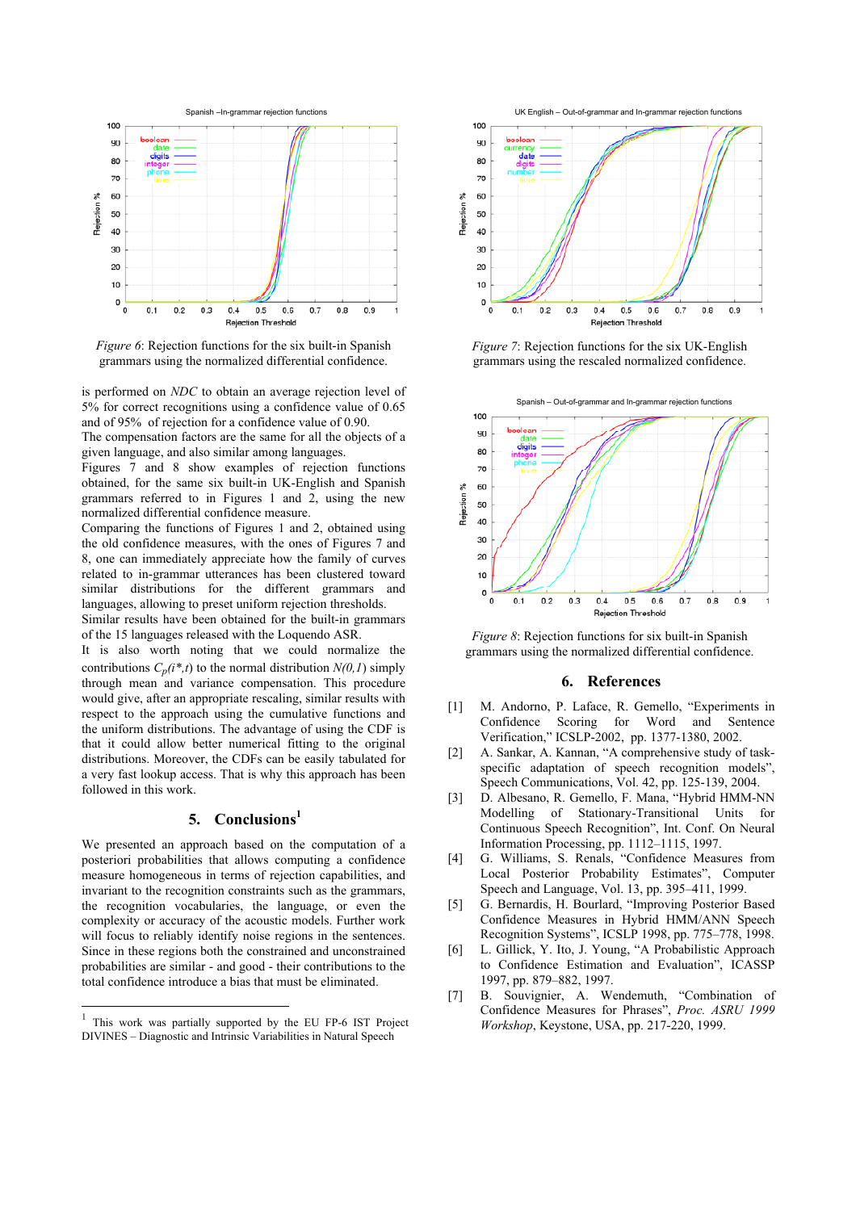Spanish –In-grammar rejection functions

Rejection %

Rejection Threshold

boolean
date
digits
integer
phone
time

*Figure 6*: Rejection functions for the six built-in Spanish grammars using the normalized differential confidence.

UK English – Out-of-grammar and In-grammar rejection functions

Rejection %

Rejection Threshold

boolean
currency
date
digits
number
time

*Figure 7*: Rejection functions for the six UK-English grammars using the rescaled normalized confidence.

Spanish – Out-of-grammar and In-grammar rejection functions

Rejection %

Rejection Threshold

boolean
date
digits
integer
phone
time

*Figure 8*: Rejection functions for six built-in Spanish grammars using the normalized differential confidence.

is performed on *NDC* to obtain an average rejection level of 5% for correct recognitions using a confidence value of 0.65 and of 95% of rejection for a confidence value of 0.90.
The compensation factors are the same for all the objects of a given language, and also similar among languages.
Figures 7 and 8 show examples of rejection functions obtained, for the same six built-in UK-English and Spanish grammars referred to in Figures 1 and 2, using the new normalized differential confidence measure.
Comparing the functions of Figures 1 and 2, obtained using the old confidence measures, with the ones of Figures 7 and 8, one can immediately appreciate how the family of curves related to in-grammar utterances has been clustered toward similar distributions for the different grammars and languages, allowing to preset uniform rejection thresholds.
Similar results have been obtained for the built-in grammars of the 15 languages released with the Loquendo ASR.
It is also worth noting that we could normalize the contributions $C_p(i^*,t)$ to the normal distribution $N(0,1)$ simply through mean and variance compensation. This procedure would give, after an appropriate rescaling, similar results with respect to the approach using the cumulative functions and the uniform distributions. The advantage of using the CDF is that it could allow better numerical fitting to the original distributions. Moreover, the CDFs can be easily tabulated for a very fast lookup access. That is why this approach has been followed in this work.

## 5. Conclusions[1]

We presented an approach based on the computation of a posteriori probabilities that allows computing a confidence measure homogeneous in terms of rejection capabilities, and invariant to the recognition constraints such as the grammars, the recognition vocabularies, the language, or even the complexity or accuracy of the acoustic models. Further work will focus to reliably identify noise regions in the sentences. Since in these regions both the constrained and unconstrained probabilities are similar - and good - their contributions to the total confidence introduce a bias that must be eliminated.

[1] This work was partially supported by the EU FP-6 IST Project DIVINES – Diagnostic and Intrinsic Variabilities in Natural Speech

## 6. References

[1] M. Andorno, P. Laface, R. Gemello, "Experiments in Confidence Scoring for Word and Sentence Verification," ICSLP-2002, pp. 1377-1380, 2002.

[2] A. Sankar, A. Kannan, "A comprehensive study of task-specific adaptation of speech recognition models", Speech Communications, Vol. 42, pp. 125-139, 2004.

[3] D. Albesano, R. Gemello, F. Mana, "Hybrid HMM-NN Modelling of Stationary-Transitional Units for Continuous Speech Recognition", Int. Conf. On Neural Information Processing, pp. 1112–1115, 1997.

[4] G. Williams, S. Renals, "Confidence Measures from Local Posterior Probability Estimates", Computer Speech and Language, Vol. 13, pp. 395–411, 1999.

[5] G. Bernardis, H. Bourlard, "Improving Posterior Based Confidence Measures in Hybrid HMM/ANN Speech Recognition Systems", ICSLP 1998, pp. 775–778, 1998.

[6] L. Gillick, Y. Ito, J. Young, "A Probabilistic Approach to Confidence Estimation and Evaluation", ICASSP 1997, pp. 879–882, 1997.

[7] B. Souvignier, A. Wendemuth, "Combination of Confidence Measures for Phrases", *Proc. ASRU 1999 Workshop*, Keystone, USA, pp. 217-220, 1999.